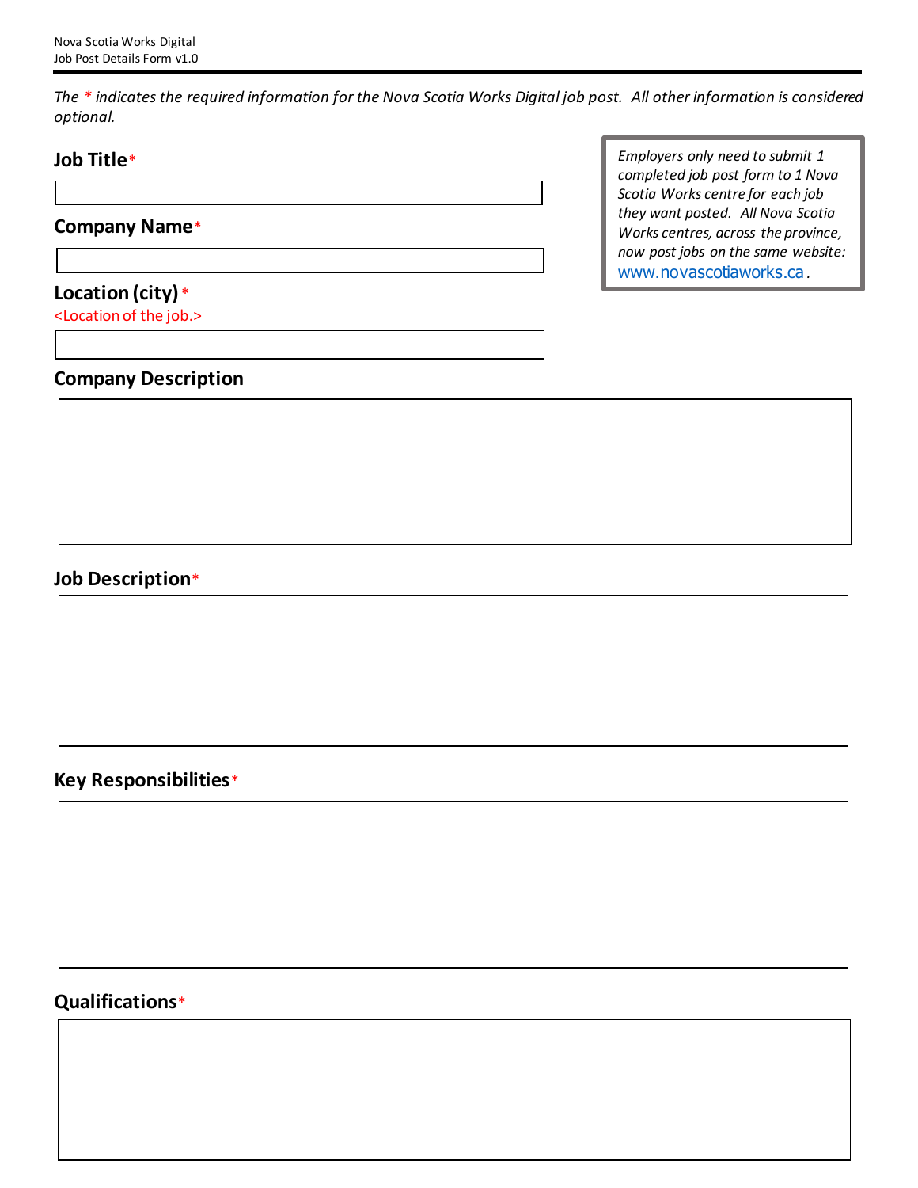*The \* indicates the required information for the Nova Scotia Works Digital job post. All other information is considered optional.*

*Employers only need to submit 1 completed job post form to 1 Nova Scotia Works centre for each job they want posted. All Nova Scotia Works centres, across the province, now post jobs on the same website: [www.novascotiaworks.ca](http://www.novascotiaworks.ca).*

## Job Title*

## Company Name*

## Location (city)*

<Location of the job.>

## Company Description

## Job Description*

## Key Responsibilities*

## Qualifications*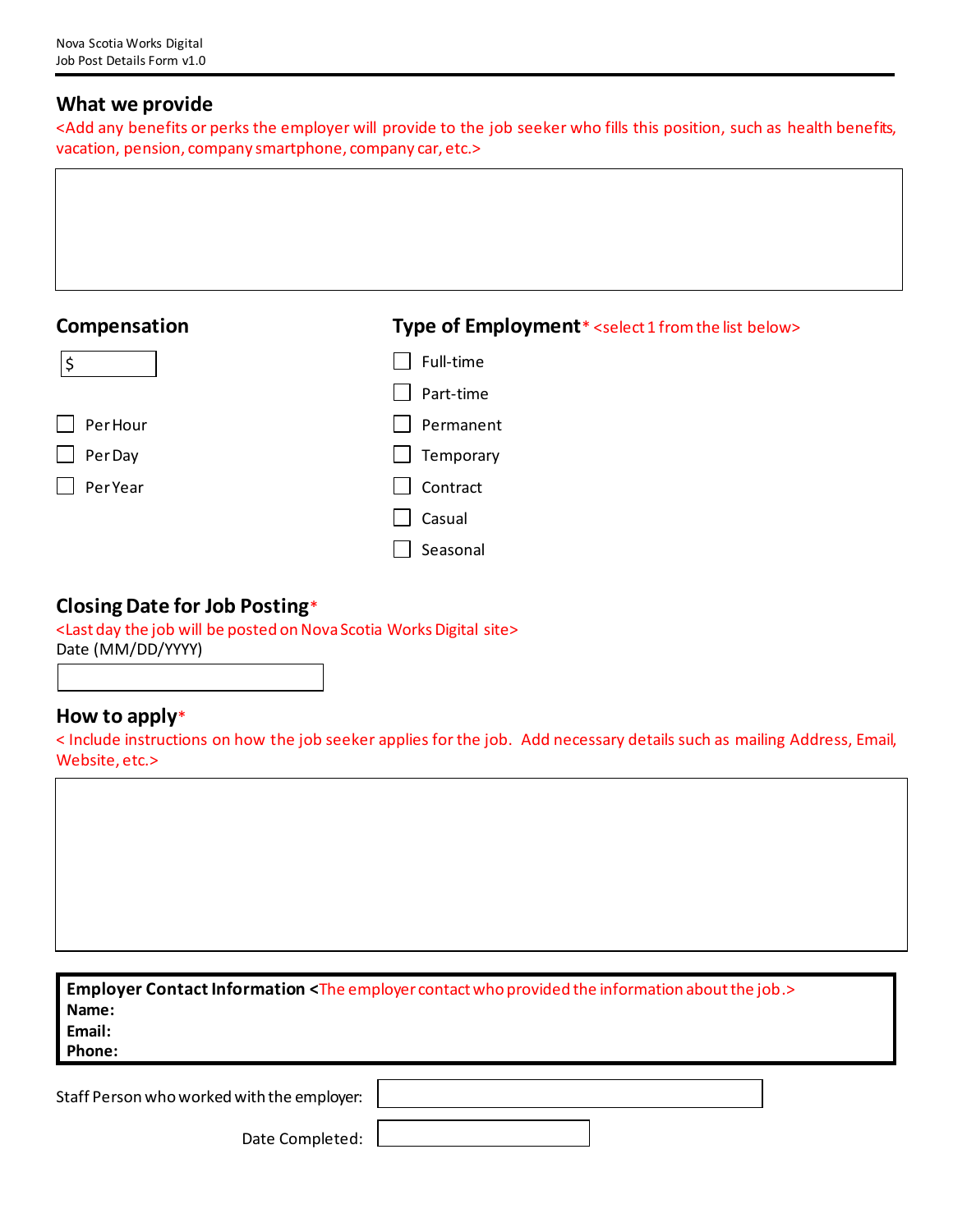## What we provide

<Add any benefits or perks the employer will provide to the job seeker who fills this position, such as health benefits, vacation, pension, company smartphone, company car, etc.>

## Compensation

$

- ☐ Per Hour
- ☐ Per Day
- ☐ Per Year

## Type of Employment* <select 1 from the list below>

- ☐ Full-time
- ☐ Part-time
- ☐ Permanent
- ☐ Temporary
- ☐ Contract
- ☐ Casual
- ☐ Seasonal

## Closing Date for Job Posting*

<Last day the job will be posted on Nova Scotia Works Digital site>

Date (MM/DD/YYYY)

## How to apply*

< Include instructions on how the job seeker applies for the job. Add necessary details such as mailing Address, Email, Website, etc.>

**Employer Contact Information** <The employer contact who provided the information about the job.>

**Name:**

**Email:**

**Phone:**

Staff Person who worked with the employer:

Date Completed: